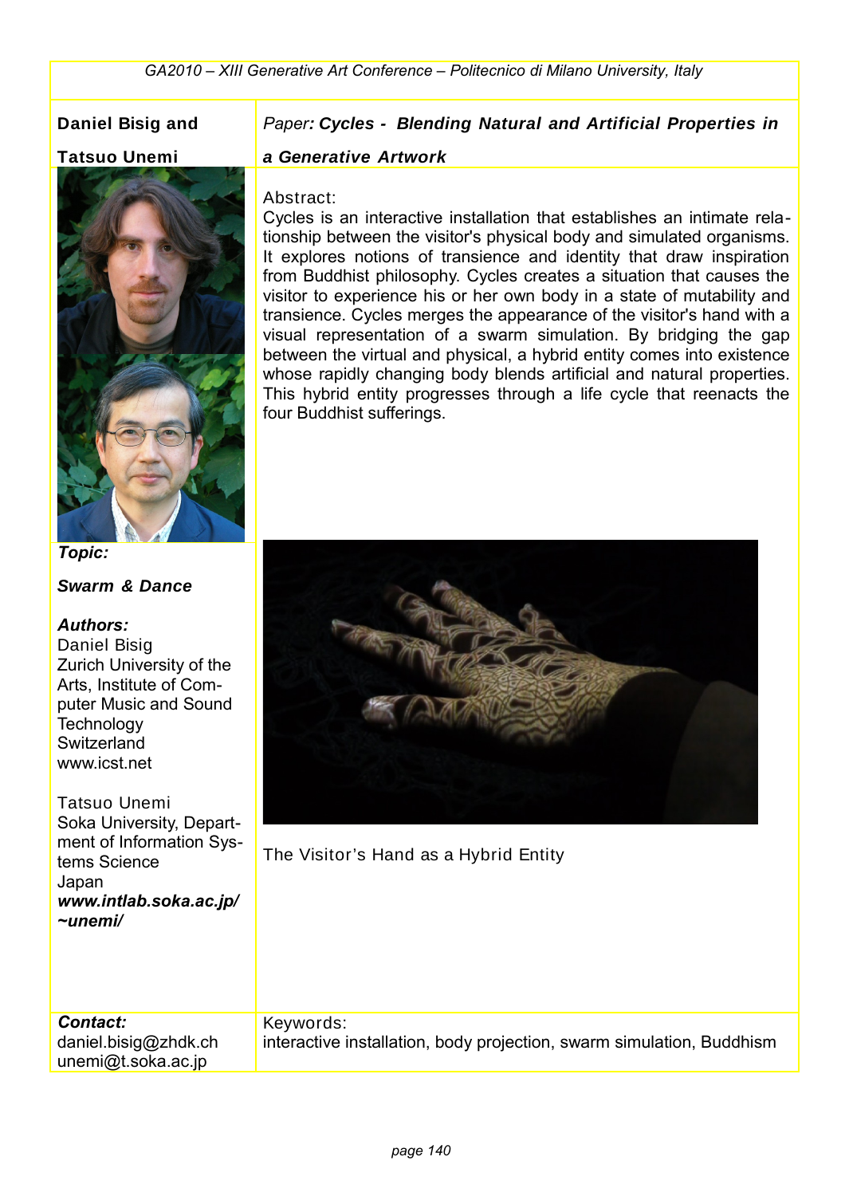**Daniel Bisig and Tatsuo Unemi**

Paper: ***Cycles - Blending Natural and Artificial Properties in a Generative Artwork***

Abstract:
Cycles is an interactive installation that establishes an intimate relationship between the visitor's physical body and simulated organisms. It explores notions of transience and identity that draw inspiration from Buddhist philosophy. Cycles creates a situation that causes the visitor to experience his or her own body in a state of mutability and transience. Cycles merges the appearance of the visitor's hand with a visual representation of a swarm simulation. By bridging the gap between the virtual and physical, a hybrid entity comes into existence whose rapidly changing body blends artificial and natural properties. This hybrid entity progresses through a life cycle that reenacts the four Buddhist sufferings.

The Visitor's Hand as a Hybrid Entity

***Topic:***

***Swarm & Dance***

***Authors:***
Daniel Bisig
Zurich University of the Arts, Institute of Computer Music and Sound Technology
Switzerland
www.icst.net

Tatsuo Unemi
Soka University, Department of Information Systems Science
Japan
***www.intlab.soka.ac.jp/~unemi/***

***Contact:***
daniel.bisig@zhdk.ch
unemi@t.soka.ac.jp

Keywords:
interactive installation, body projection, swarm simulation, Buddhism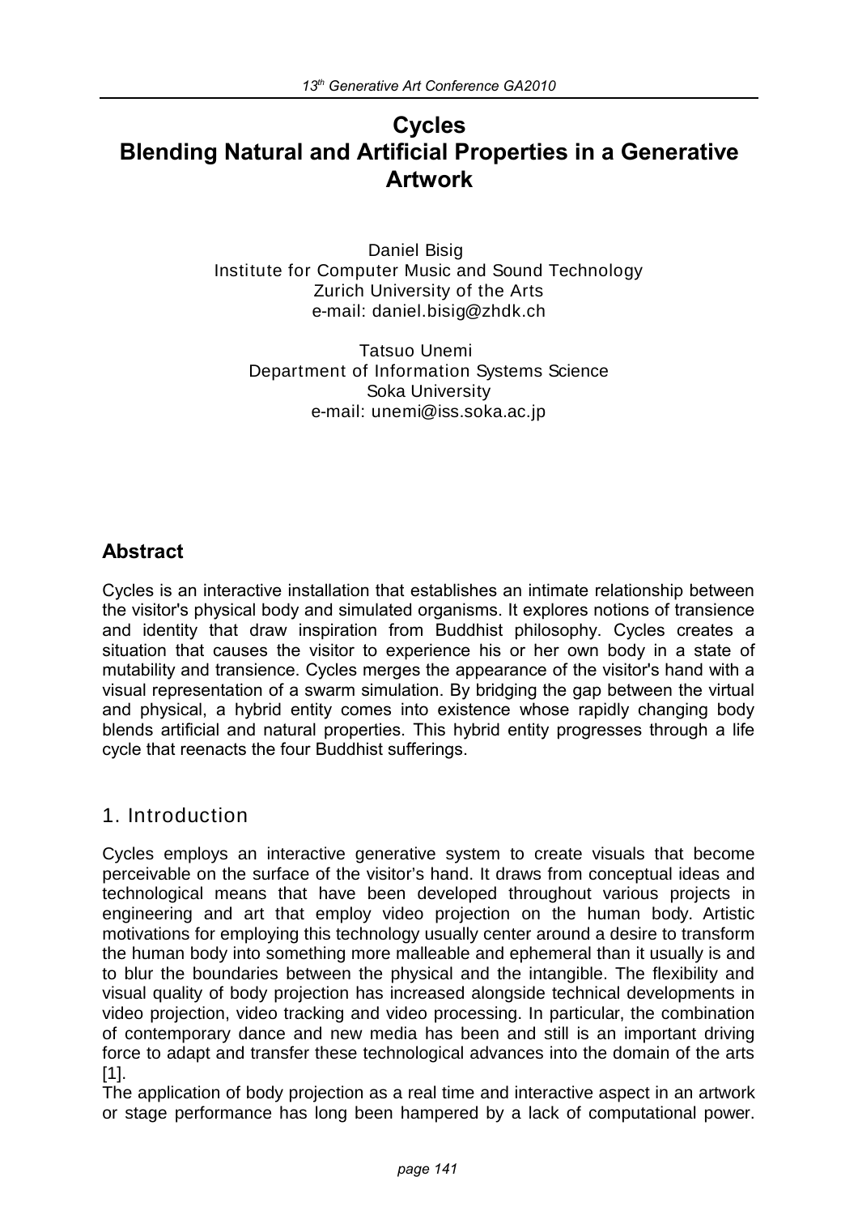# Cycles
# Blending Natural and Artificial Properties in a Generative Artwork

Daniel Bisig
Institute for Computer Music and Sound Technology
Zurich University of the Arts
e-mail: daniel.bisig@zhdk.ch

Tatsuo Unemi
Department of Information Systems Science
Soka University
e-mail: unemi@iss.soka.ac.jp

## Abstract

Cycles is an interactive installation that establishes an intimate relationship between the visitor's physical body and simulated organisms. It explores notions of transience and identity that draw inspiration from Buddhist philosophy. Cycles creates a situation that causes the visitor to experience his or her own body in a state of mutability and transience. Cycles merges the appearance of the visitor's hand with a visual representation of a swarm simulation. By bridging the gap between the virtual and physical, a hybrid entity comes into existence whose rapidly changing body blends artificial and natural properties. This hybrid entity progresses through a life cycle that reenacts the four Buddhist sufferings.

## 1. Introduction

Cycles employs an interactive generative system to create visuals that become perceivable on the surface of the visitor's hand. It draws from conceptual ideas and technological means that have been developed throughout various projects in engineering and art that employ video projection on the human body. Artistic motivations for employing this technology usually center around a desire to transform the human body into something more malleable and ephemeral than it usually is and to blur the boundaries between the physical and the intangible. The flexibility and visual quality of body projection has increased alongside technical developments in video projection, video tracking and video processing. In particular, the combination of contemporary dance and new media has been and still is an important driving force to adapt and transfer these technological advances into the domain of the arts [1].

The application of body projection as a real time and interactive aspect in an artwork or stage performance has long been hampered by a lack of computational power.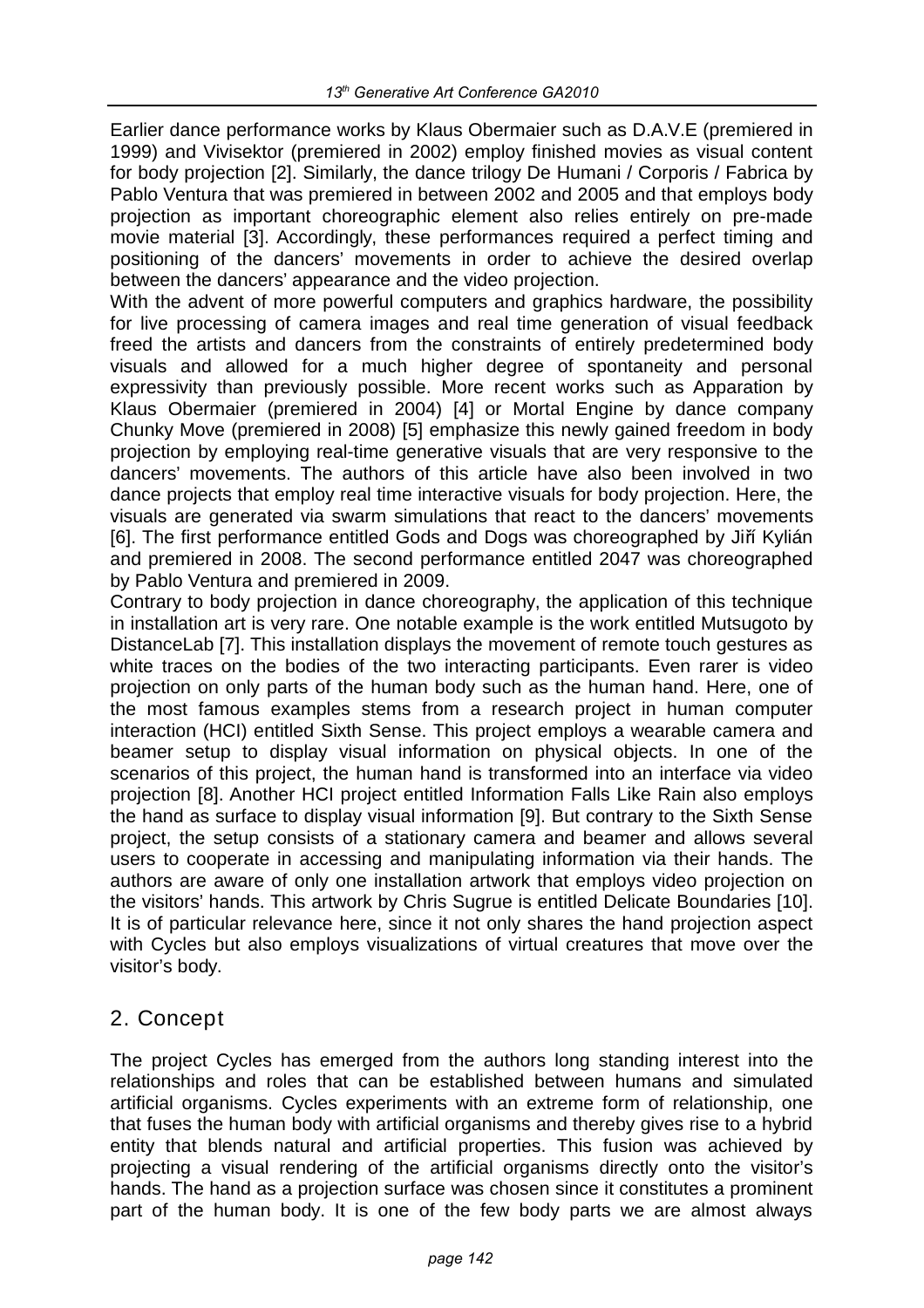Earlier dance performance works by Klaus Obermaier such as D.A.V.E (premiered in 1999) and Vivisektor (premiered in 2002) employ finished movies as visual content for body projection [2]. Similarly, the dance trilogy De Humani / Corporis / Fabrica by Pablo Ventura that was premiered in between 2002 and 2005 and that employs body projection as important choreographic element also relies entirely on pre-made movie material [3]. Accordingly, these performances required a perfect timing and positioning of the dancers' movements in order to achieve the desired overlap between the dancers' appearance and the video projection.

With the advent of more powerful computers and graphics hardware, the possibility for live processing of camera images and real time generation of visual feedback freed the artists and dancers from the constraints of entirely predetermined body visuals and allowed for a much higher degree of spontaneity and personal expressivity than previously possible. More recent works such as Apparation by Klaus Obermaier (premiered in 2004) [4] or Mortal Engine by dance company Chunky Move (premiered in 2008) [5] emphasize this newly gained freedom in body projection by employing real-time generative visuals that are very responsive to the dancers' movements. The authors of this article have also been involved in two dance projects that employ real time interactive visuals for body projection. Here, the visuals are generated via swarm simulations that react to the dancers' movements [6]. The first performance entitled Gods and Dogs was choreographed by Jiří Kylián and premiered in 2008. The second performance entitled 2047 was choreographed by Pablo Ventura and premiered in 2009.

Contrary to body projection in dance choreography, the application of this technique in installation art is very rare. One notable example is the work entitled Mutsugoto by DistanceLab [7]. This installation displays the movement of remote touch gestures as white traces on the bodies of the two interacting participants. Even rarer is video projection on only parts of the human body such as the human hand. Here, one of the most famous examples stems from a research project in human computer interaction (HCI) entitled Sixth Sense. This project employs a wearable camera and beamer setup to display visual information on physical objects. In one of the scenarios of this project, the human hand is transformed into an interface via video projection [8]. Another HCI project entitled Information Falls Like Rain also employs the hand as surface to display visual information [9]. But contrary to the Sixth Sense project, the setup consists of a stationary camera and beamer and allows several users to cooperate in accessing and manipulating information via their hands. The authors are aware of only one installation artwork that employs video projection on the visitors' hands. This artwork by Chris Sugrue is entitled Delicate Boundaries [10]. It is of particular relevance here, since it not only shares the hand projection aspect with Cycles but also employs visualizations of virtual creatures that move over the visitor's body.

## 2. Concept

The project Cycles has emerged from the authors long standing interest into the relationships and roles that can be established between humans and simulated artificial organisms. Cycles experiments with an extreme form of relationship, one that fuses the human body with artificial organisms and thereby gives rise to a hybrid entity that blends natural and artificial properties. This fusion was achieved by projecting a visual rendering of the artificial organisms directly onto the visitor's hands. The hand as a projection surface was chosen since it constitutes a prominent part of the human body. It is one of the few body parts we are almost always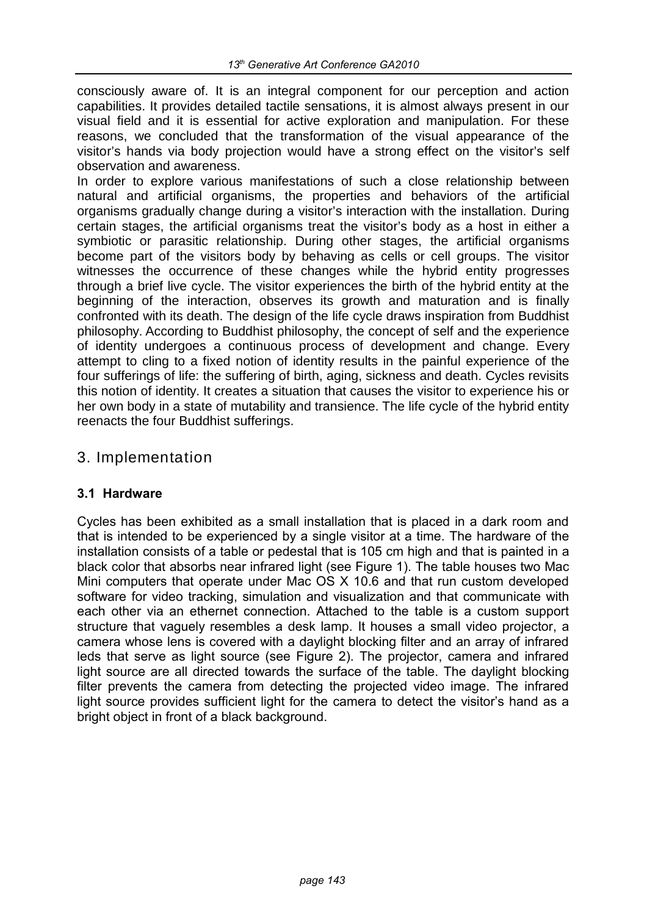consciously aware of. It is an integral component for our perception and action capabilities. It provides detailed tactile sensations, it is almost always present in our visual field and it is essential for active exploration and manipulation. For these reasons, we concluded that the transformation of the visual appearance of the visitor's hands via body projection would have a strong effect on the visitor's self observation and awareness.

In order to explore various manifestations of such a close relationship between natural and artificial organisms, the properties and behaviors of the artificial organisms gradually change during a visitor's interaction with the installation. During certain stages, the artificial organisms treat the visitor's body as a host in either a symbiotic or parasitic relationship. During other stages, the artificial organisms become part of the visitors body by behaving as cells or cell groups. The visitor witnesses the occurrence of these changes while the hybrid entity progresses through a brief live cycle. The visitor experiences the birth of the hybrid entity at the beginning of the interaction, observes its growth and maturation and is finally confronted with its death. The design of the life cycle draws inspiration from Buddhist philosophy. According to Buddhist philosophy, the concept of self and the experience of identity undergoes a continuous process of development and change. Every attempt to cling to a fixed notion of identity results in the painful experience of the four sufferings of life: the suffering of birth, aging, sickness and death. Cycles revisits this notion of identity. It creates a situation that causes the visitor to experience his or her own body in a state of mutability and transience. The life cycle of the hybrid entity reenacts the four Buddhist sufferings.

## 3. Implementation

### 3.1 Hardware

Cycles has been exhibited as a small installation that is placed in a dark room and that is intended to be experienced by a single visitor at a time. The hardware of the installation consists of a table or pedestal that is 105 cm high and that is painted in a black color that absorbs near infrared light (see Figure 1). The table houses two Mac Mini computers that operate under Mac OS X 10.6 and that run custom developed software for video tracking, simulation and visualization and that communicate with each other via an ethernet connection. Attached to the table is a custom support structure that vaguely resembles a desk lamp. It houses a small video projector, a camera whose lens is covered with a daylight blocking filter and an array of infrared leds that serve as light source (see Figure 2). The projector, camera and infrared light source are all directed towards the surface of the table. The daylight blocking filter prevents the camera from detecting the projected video image. The infrared light source provides sufficient light for the camera to detect the visitor's hand as a bright object in front of a black background.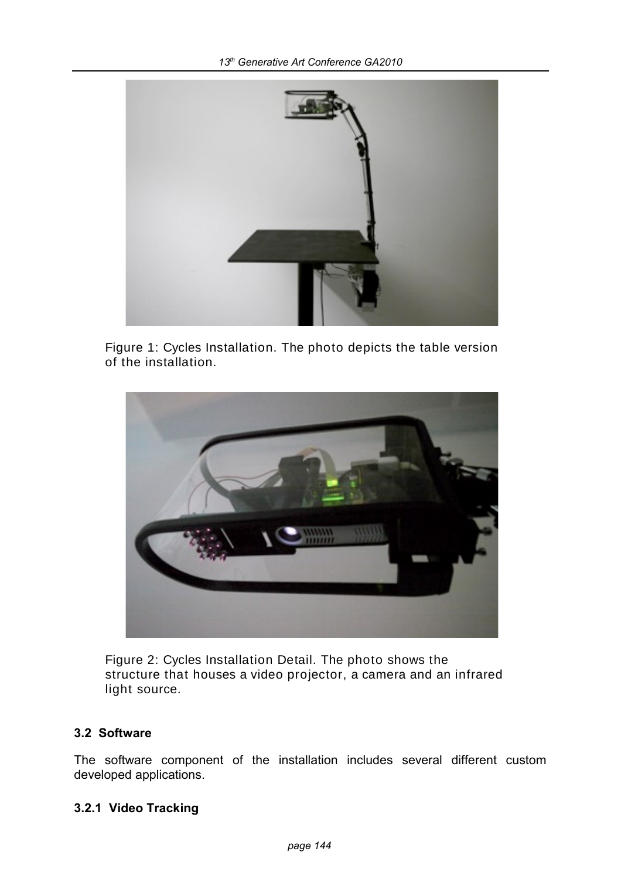Figure 1: Cycles Installation. The photo depicts the table version of the installation.

Figure 2: Cycles Installation Detail. The photo shows the structure that houses a video projector, a camera and an infrared light source.

### 3.2 Software

The software component of the installation includes several different custom developed applications.

#### 3.2.1 Video Tracking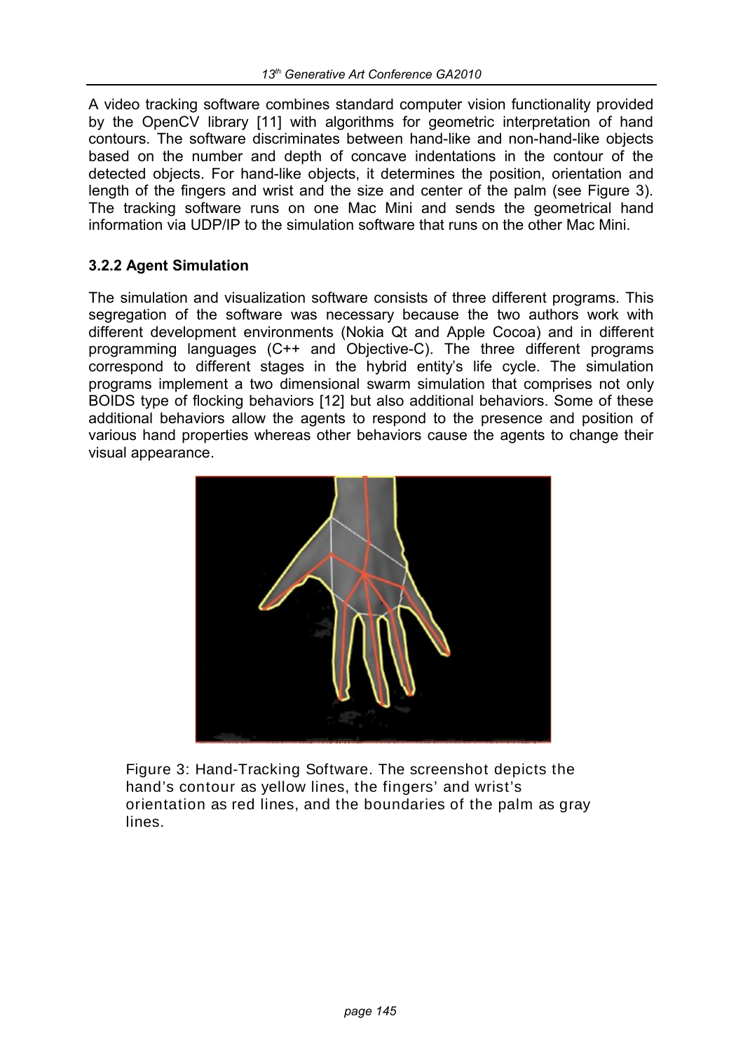A video tracking software combines standard computer vision functionality provided by the OpenCV library [11] with algorithms for geometric interpretation of hand contours. The software discriminates between hand-like and non-hand-like objects based on the number and depth of concave indentations in the contour of the detected objects. For hand-like objects, it determines the position, orientation and length of the fingers and wrist and the size and center of the palm (see Figure 3). The tracking software runs on one Mac Mini and sends the geometrical hand information via UDP/IP to the simulation software that runs on the other Mac Mini.

### 3.2.2 Agent Simulation

The simulation and visualization software consists of three different programs. This segregation of the software was necessary because the two authors work with different development environments (Nokia Qt and Apple Cocoa) and in different programming languages (C++ and Objective-C). The three different programs correspond to different stages in the hybrid entity's life cycle. The simulation programs implement a two dimensional swarm simulation that comprises not only BOIDS type of flocking behaviors [12] but also additional behaviors. Some of these additional behaviors allow the agents to respond to the presence and position of various hand properties whereas other behaviors cause the agents to change their visual appearance.

Figure 3: Hand-Tracking Software. The screenshot depicts the hand's contour as yellow lines, the fingers' and wrist's orientation as red lines, and the boundaries of the palm as gray lines.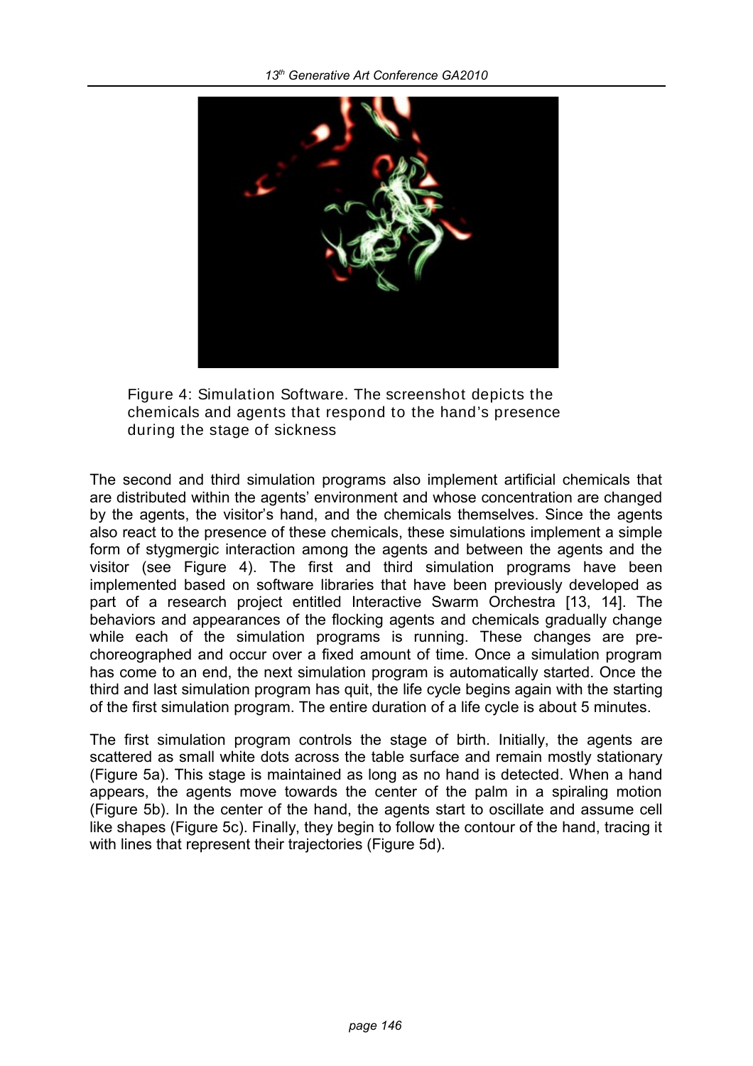Figure 4: Simulation Software. The screenshot depicts the chemicals and agents that respond to the hand's presence during the stage of sickness

The second and third simulation programs also implement artificial chemicals that are distributed within the agents' environment and whose concentration are changed by the agents, the visitor's hand, and the chemicals themselves. Since the agents also react to the presence of these chemicals, these simulations implement a simple form of stygmergic interaction among the agents and between the agents and the visitor (see Figure 4). The first and third simulation programs have been implemented based on software libraries that have been previously developed as part of a research project entitled Interactive Swarm Orchestra [13, 14]. The behaviors and appearances of the flocking agents and chemicals gradually change while each of the simulation programs is running. These changes are pre-choreographed and occur over a fixed amount of time. Once a simulation program has come to an end, the next simulation program is automatically started. Once the third and last simulation program has quit, the life cycle begins again with the starting of the first simulation program. The entire duration of a life cycle is about 5 minutes.

The first simulation program controls the stage of birth. Initially, the agents are scattered as small white dots across the table surface and remain mostly stationary (Figure 5a). This stage is maintained as long as no hand is detected. When a hand appears, the agents move towards the center of the palm in a spiraling motion (Figure 5b). In the center of the hand, the agents start to oscillate and assume cell like shapes (Figure 5c). Finally, they begin to follow the contour of the hand, tracing it with lines that represent their trajectories (Figure 5d).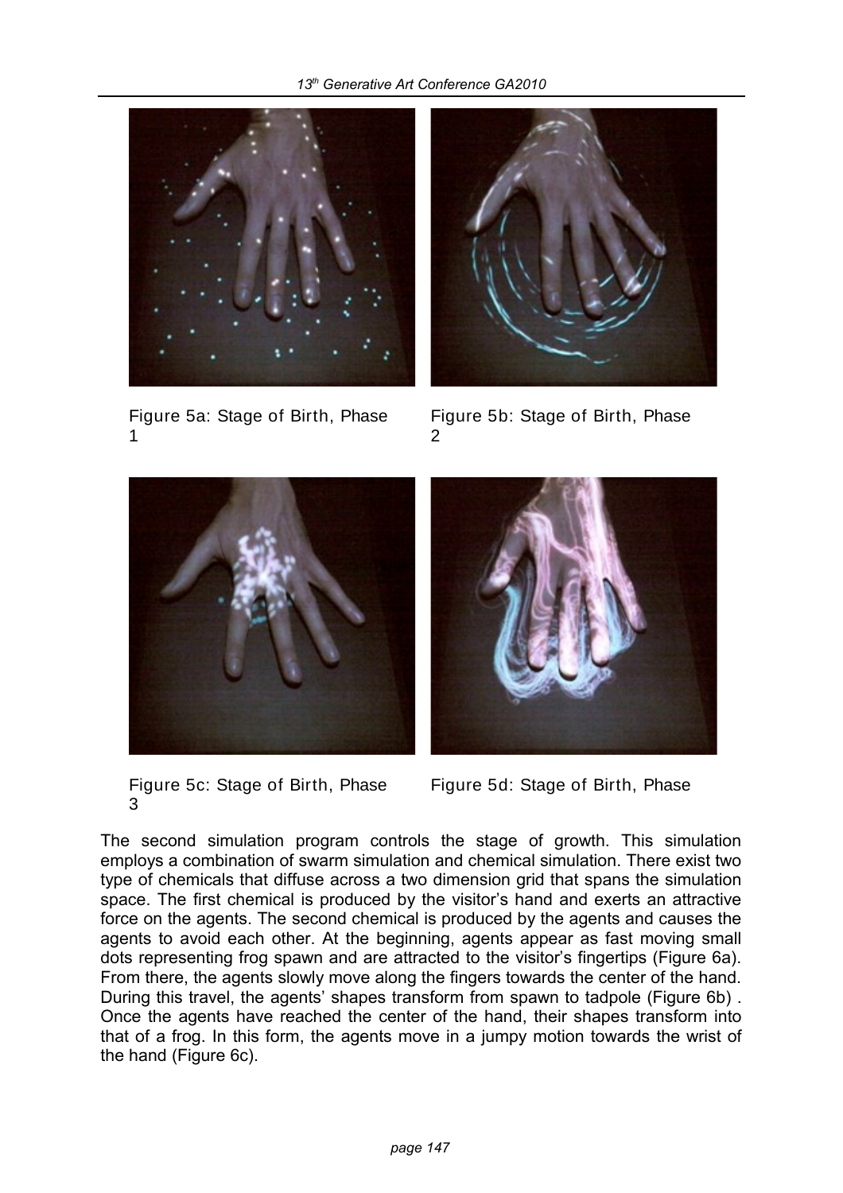Figure 5a: Stage of Birth, Phase 1

Figure 5b: Stage of Birth, Phase 2

Figure 5c: Stage of Birth, Phase 3

Figure 5d: Stage of Birth, Phase

The second simulation program controls the stage of growth. This simulation employs a combination of swarm simulation and chemical simulation. There exist two type of chemicals that diffuse across a two dimension grid that spans the simulation space. The first chemical is produced by the visitor's hand and exerts an attractive force on the agents. The second chemical is produced by the agents and causes the agents to avoid each other. At the beginning, agents appear as fast moving small dots representing frog spawn and are attracted to the visitor's fingertips (Figure 6a). From there, the agents slowly move along the fingers towards the center of the hand. During this travel, the agents' shapes transform from spawn to tadpole (Figure 6b) . Once the agents have reached the center of the hand, their shapes transform into that of a frog. In this form, the agents move in a jumpy motion towards the wrist of the hand (Figure 6c).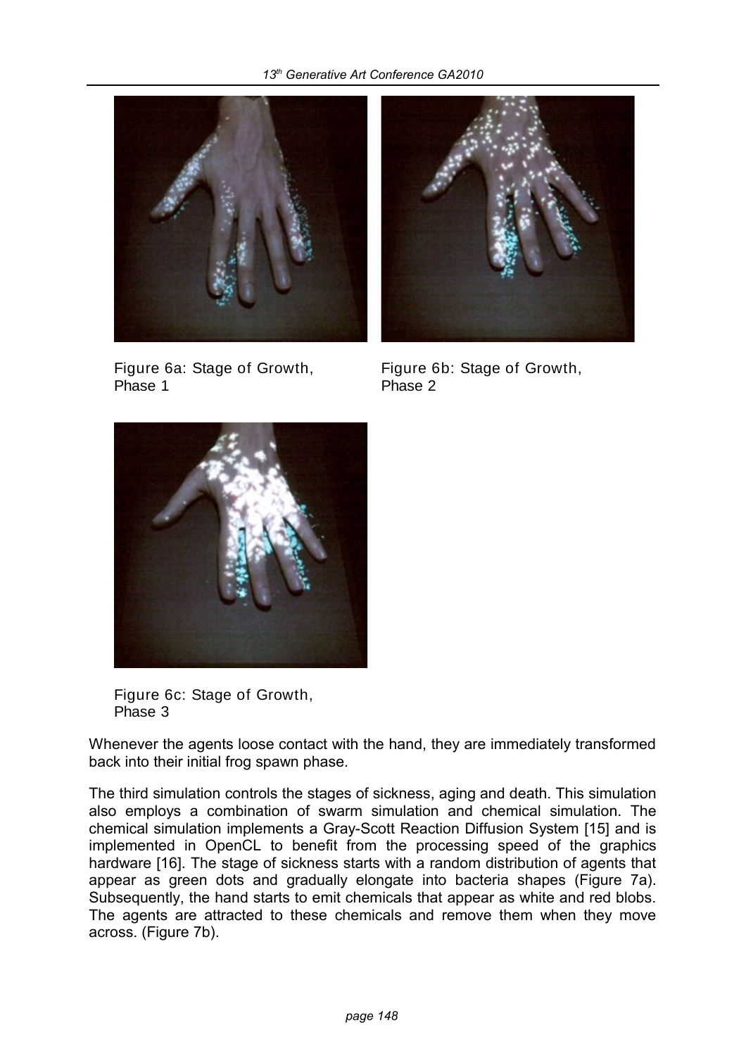Figure 6a: Stage of Growth, Phase 1

Figure 6b: Stage of Growth, Phase 2

Figure 6c: Stage of Growth, Phase 3

Whenever the agents loose contact with the hand, they are immediately transformed back into their initial frog spawn phase.

The third simulation controls the stages of sickness, aging and death. This simulation also employs a combination of swarm simulation and chemical simulation. The chemical simulation implements a Gray-Scott Reaction Diffusion System [15] and is implemented in OpenCL to benefit from the processing speed of the graphics hardware [16]. The stage of sickness starts with a random distribution of agents that appear as green dots and gradually elongate into bacteria shapes (Figure 7a). Subsequently, the hand starts to emit chemicals that appear as white and red blobs. The agents are attracted to these chemicals and remove them when they move across. (Figure 7b).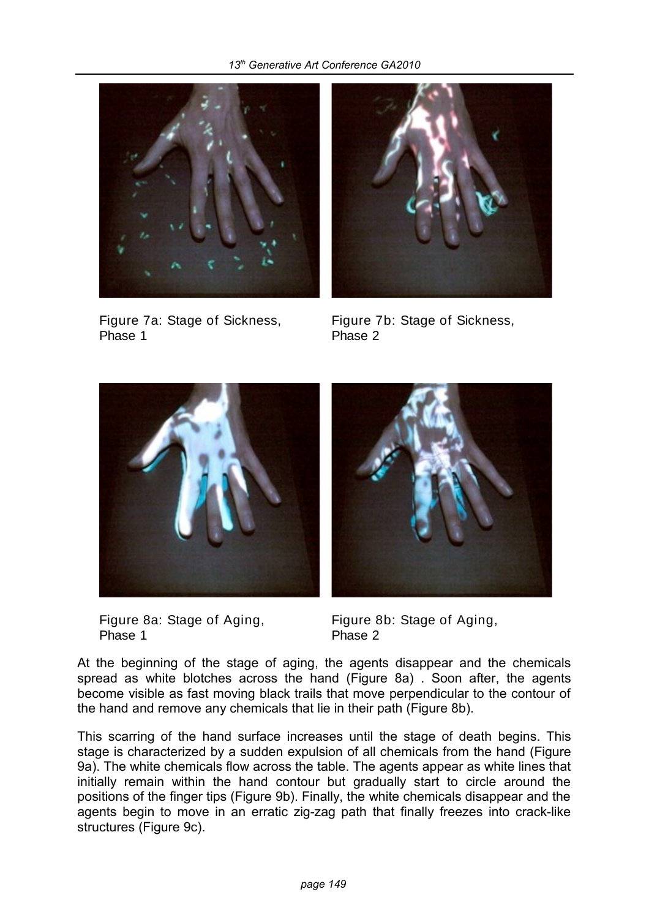Figure 7a: Stage of Sickness, Phase 1

Figure 7b: Stage of Sickness, Phase 2

Figure 8a: Stage of Aging, Phase 1

Figure 8b: Stage of Aging, Phase 2

At the beginning of the stage of aging, the agents disappear and the chemicals spread as white blotches across the hand (Figure 8a) . Soon after, the agents become visible as fast moving black trails that move perpendicular to the contour of the hand and remove any chemicals that lie in their path (Figure 8b).

This scarring of the hand surface increases until the stage of death begins. This stage is characterized by a sudden expulsion of all chemicals from the hand (Figure 9a). The white chemicals flow across the table. The agents appear as white lines that initially remain within the hand contour but gradually start to circle around the positions of the finger tips (Figure 9b). Finally, the white chemicals disappear and the agents begin to move in an erratic zig-zag path that finally freezes into crack-like structures (Figure 9c).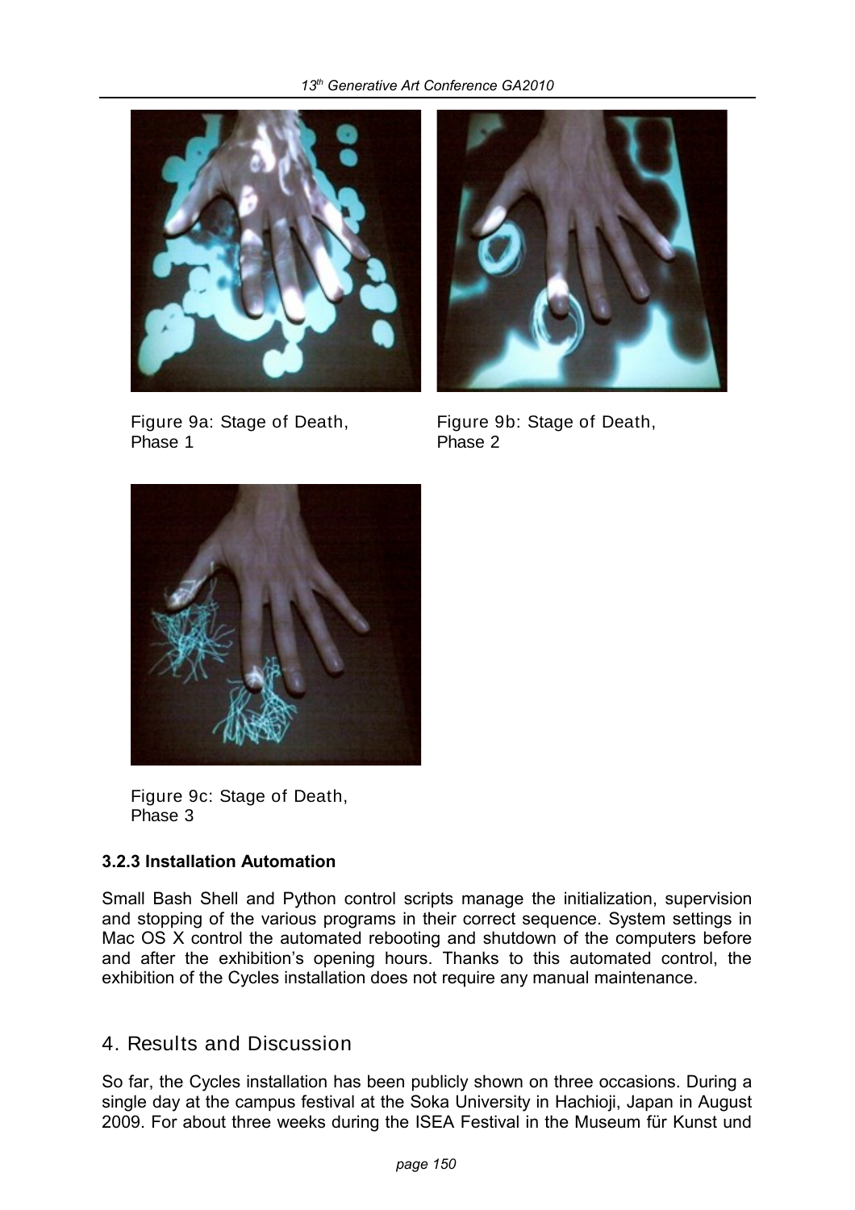Figure 9a: Stage of Death, Phase 1

Figure 9b: Stage of Death, Phase 2

Figure 9c: Stage of Death, Phase 3

### 3.2.3 Installation Automation

Small Bash Shell and Python control scripts manage the initialization, supervision and stopping of the various programs in their correct sequence. System settings in Mac OS X control the automated rebooting and shutdown of the computers before and after the exhibition's opening hours. Thanks to this automated control, the exhibition of the Cycles installation does not require any manual maintenance.

## 4. Results and Discussion

So far, the Cycles installation has been publicly shown on three occasions. During a single day at the campus festival at the Soka University in Hachioji, Japan in August 2009. For about three weeks during the ISEA Festival in the Museum für Kunst und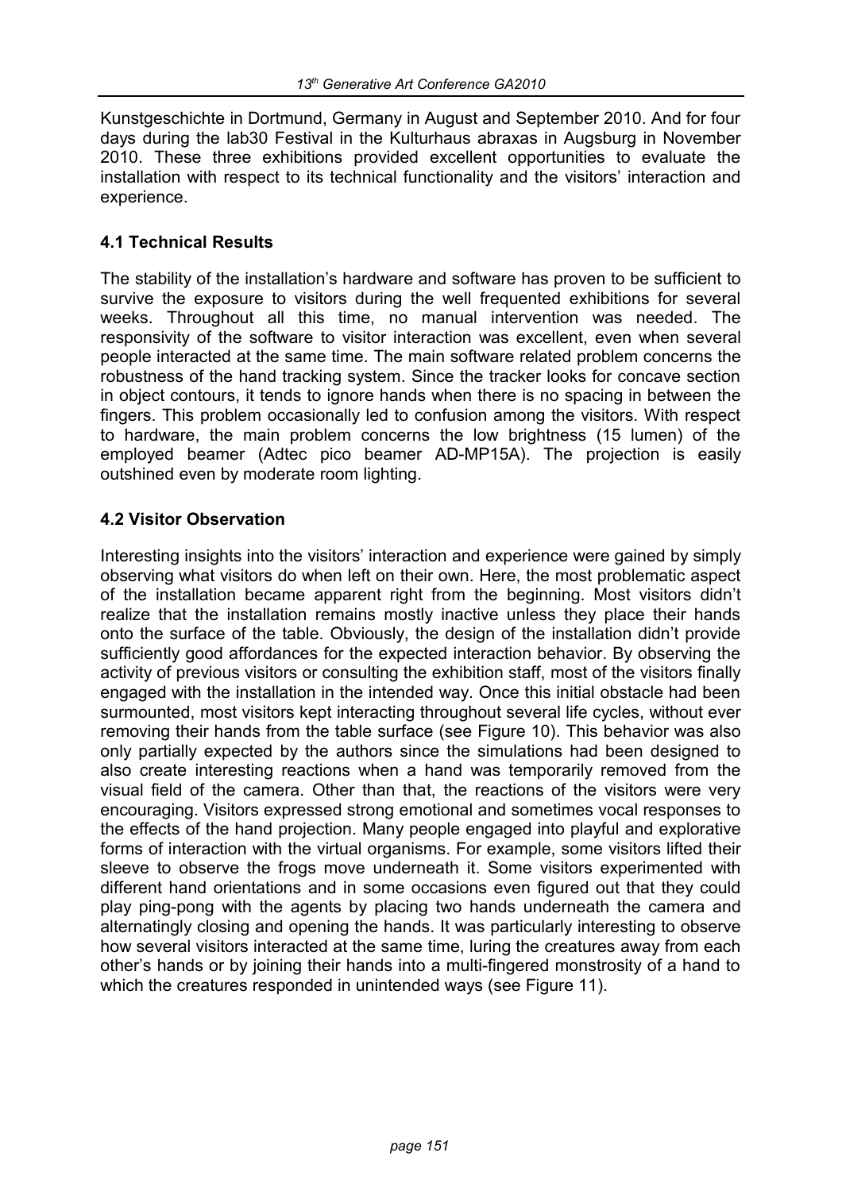Kunstgeschichte in Dortmund, Germany in August and September 2010. And for four days during the lab30 Festival in the Kulturhaus abraxas in Augsburg in November 2010. These three exhibitions provided excellent opportunities to evaluate the installation with respect to its technical functionality and the visitors' interaction and experience.

## 4.1 Technical Results

The stability of the installation's hardware and software has proven to be sufficient to survive the exposure to visitors during the well frequented exhibitions for several weeks. Throughout all this time, no manual intervention was needed. The responsivity of the software to visitor interaction was excellent, even when several people interacted at the same time. The main software related problem concerns the robustness of the hand tracking system. Since the tracker looks for concave section in object contours, it tends to ignore hands when there is no spacing in between the fingers. This problem occasionally led to confusion among the visitors. With respect to hardware, the main problem concerns the low brightness (15 lumen) of the employed beamer (Adtec pico beamer AD-MP15A). The projection is easily outshined even by moderate room lighting.

## 4.2 Visitor Observation

Interesting insights into the visitors' interaction and experience were gained by simply observing what visitors do when left on their own. Here, the most problematic aspect of the installation became apparent right from the beginning. Most visitors didn't realize that the installation remains mostly inactive unless they place their hands onto the surface of the table. Obviously, the design of the installation didn't provide sufficiently good affordances for the expected interaction behavior. By observing the activity of previous visitors or consulting the exhibition staff, most of the visitors finally engaged with the installation in the intended way. Once this initial obstacle had been surmounted, most visitors kept interacting throughout several life cycles, without ever removing their hands from the table surface (see Figure 10). This behavior was also only partially expected by the authors since the simulations had been designed to also create interesting reactions when a hand was temporarily removed from the visual field of the camera. Other than that, the reactions of the visitors were very encouraging. Visitors expressed strong emotional and sometimes vocal responses to the effects of the hand projection. Many people engaged into playful and explorative forms of interaction with the virtual organisms. For example, some visitors lifted their sleeve to observe the frogs move underneath it. Some visitors experimented with different hand orientations and in some occasions even figured out that they could play ping-pong with the agents by placing two hands underneath the camera and alternatingly closing and opening the hands. It was particularly interesting to observe how several visitors interacted at the same time, luring the creatures away from each other's hands or by joining their hands into a multi-fingered monstrosity of a hand to which the creatures responded in unintended ways (see Figure 11).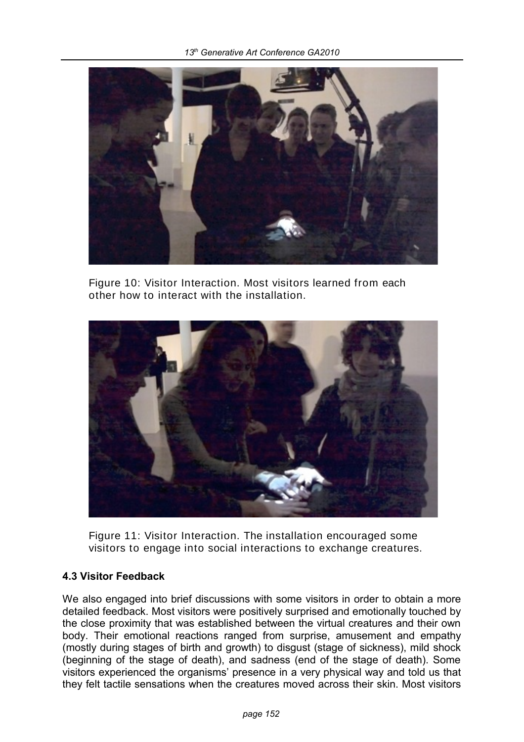Figure 10: Visitor Interaction. Most visitors learned from each other how to interact with the installation.

Figure 11: Visitor Interaction. The installation encouraged some visitors to engage into social interactions to exchange creatures.

### 4.3 Visitor Feedback

We also engaged into brief discussions with some visitors in order to obtain a more detailed feedback. Most visitors were positively surprised and emotionally touched by the close proximity that was established between the virtual creatures and their own body. Their emotional reactions ranged from surprise, amusement and empathy (mostly during stages of birth and growth) to disgust (stage of sickness), mild shock (beginning of the stage of death), and sadness (end of the stage of death). Some visitors experienced the organisms' presence in a very physical way and told us that they felt tactile sensations when the creatures moved across their skin. Most visitors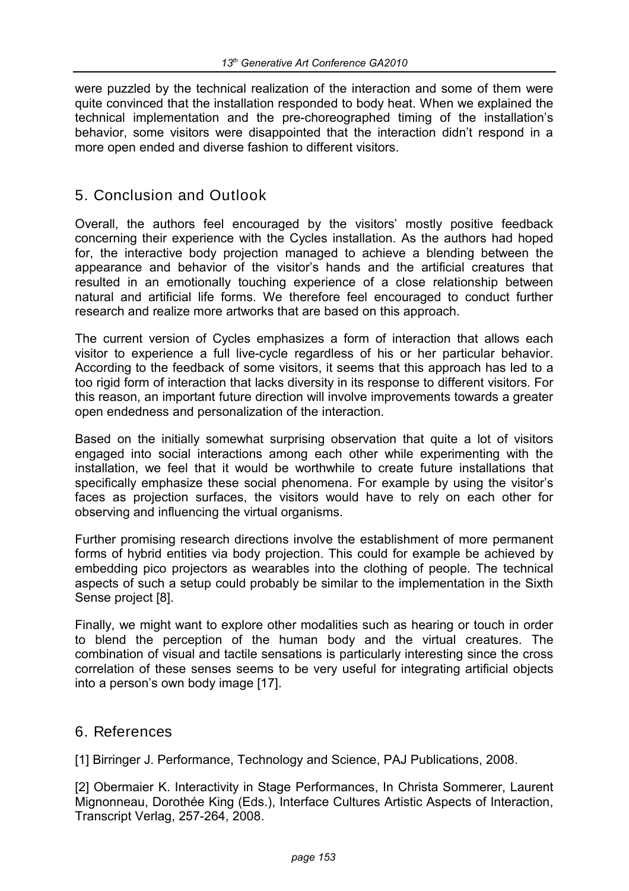were puzzled by the technical realization of the interaction and some of them were quite convinced that the installation responded to body heat. When we explained the technical implementation and the pre-choreographed timing of the installation's behavior, some visitors were disappointed that the interaction didn't respond in a more open ended and diverse fashion to different visitors.

## 5. Conclusion and Outlook

Overall, the authors feel encouraged by the visitors' mostly positive feedback concerning their experience with the Cycles installation. As the authors had hoped for, the interactive body projection managed to achieve a blending between the appearance and behavior of the visitor's hands and the artificial creatures that resulted in an emotionally touching experience of a close relationship between natural and artificial life forms. We therefore feel encouraged to conduct further research and realize more artworks that are based on this approach.

The current version of Cycles emphasizes a form of interaction that allows each visitor to experience a full live-cycle regardless of his or her particular behavior. According to the feedback of some visitors, it seems that this approach has led to a too rigid form of interaction that lacks diversity in its response to different visitors. For this reason, an important future direction will involve improvements towards a greater open endedness and personalization of the interaction.

Based on the initially somewhat surprising observation that quite a lot of visitors engaged into social interactions among each other while experimenting with the installation, we feel that it would be worthwhile to create future installations that specifically emphasize these social phenomena. For example by using the visitor's faces as projection surfaces, the visitors would have to rely on each other for observing and influencing the virtual organisms.

Further promising research directions involve the establishment of more permanent forms of hybrid entities via body projection. This could for example be achieved by embedding pico projectors as wearables into the clothing of people. The technical aspects of such a setup could probably be similar to the implementation in the Sixth Sense project [8].

Finally, we might want to explore other modalities such as hearing or touch in order to blend the perception of the human body and the virtual creatures. The combination of visual and tactile sensations is particularly interesting since the cross correlation of these senses seems to be very useful for integrating artificial objects into a person's own body image [17].

## 6. References

[1] Birringer J. Performance, Technology and Science, PAJ Publications, 2008.

[2] Obermaier K. Interactivity in Stage Performances, In Christa Sommerer, Laurent Mignonneau, Dorothée King (Eds.), Interface Cultures Artistic Aspects of Interaction, Transcript Verlag, 257-264, 2008.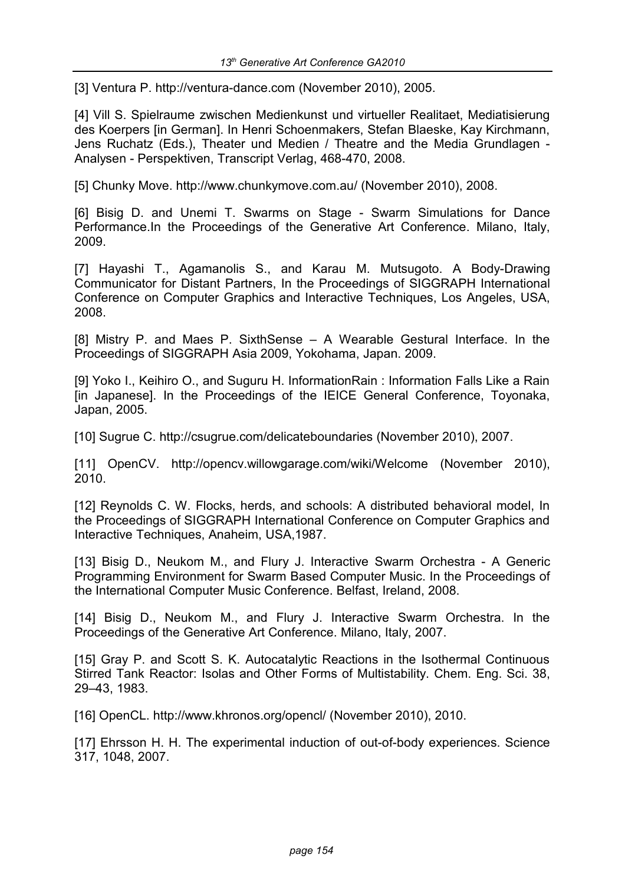[3] Ventura P. http://ventura-dance.com (November 2010), 2005.

[4] Vill S. Spielraume zwischen Medienkunst und virtueller Realitaet, Mediatisierung des Koerpers [in German]. In Henri Schoenmakers, Stefan Blaeske, Kay Kirchmann, Jens Ruchatz (Eds.), Theater und Medien / Theatre and the Media Grundlagen - Analysen - Perspektiven, Transcript Verlag, 468-470, 2008.

[5] Chunky Move. http://www.chunkymove.com.au/ (November 2010), 2008.

[6] Bisig D. and Unemi T. Swarms on Stage - Swarm Simulations for Dance Performance.In the Proceedings of the Generative Art Conference. Milano, Italy, 2009.

[7] Hayashi T., Agamanolis S., and Karau M. Mutsugoto. A Body-Drawing Communicator for Distant Partners, In the Proceedings of SIGGRAPH International Conference on Computer Graphics and Interactive Techniques, Los Angeles, USA, 2008.

[8] Mistry P. and Maes P. SixthSense – A Wearable Gestural Interface. In the Proceedings of SIGGRAPH Asia 2009, Yokohama, Japan. 2009.

[9] Yoko I., Keihiro O., and Suguru H. InformationRain : Information Falls Like a Rain [in Japanese]. In the Proceedings of the IEICE General Conference, Toyonaka, Japan, 2005.

[10] Sugrue C. http://csugrue.com/delicateboundaries (November 2010), 2007.

[11] OpenCV. http://opencv.willowgarage.com/wiki/Welcome (November 2010), 2010.

[12] Reynolds C. W. Flocks, herds, and schools: A distributed behavioral model, In the Proceedings of SIGGRAPH International Conference on Computer Graphics and Interactive Techniques, Anaheim, USA,1987.

[13] Bisig D., Neukom M., and Flury J. Interactive Swarm Orchestra - A Generic Programming Environment for Swarm Based Computer Music. In the Proceedings of the International Computer Music Conference. Belfast, Ireland, 2008.

[14] Bisig D., Neukom M., and Flury J. Interactive Swarm Orchestra. In the Proceedings of the Generative Art Conference. Milano, Italy, 2007.

[15] Gray P. and Scott S. K. Autocatalytic Reactions in the Isothermal Continuous Stirred Tank Reactor: Isolas and Other Forms of Multistability. Chem. Eng. Sci. 38, 29–43, 1983.

[16] OpenCL. http://www.khronos.org/opencl/ (November 2010), 2010.

[17] Ehrsson H. H. The experimental induction of out-of-body experiences. Science 317, 1048, 2007.